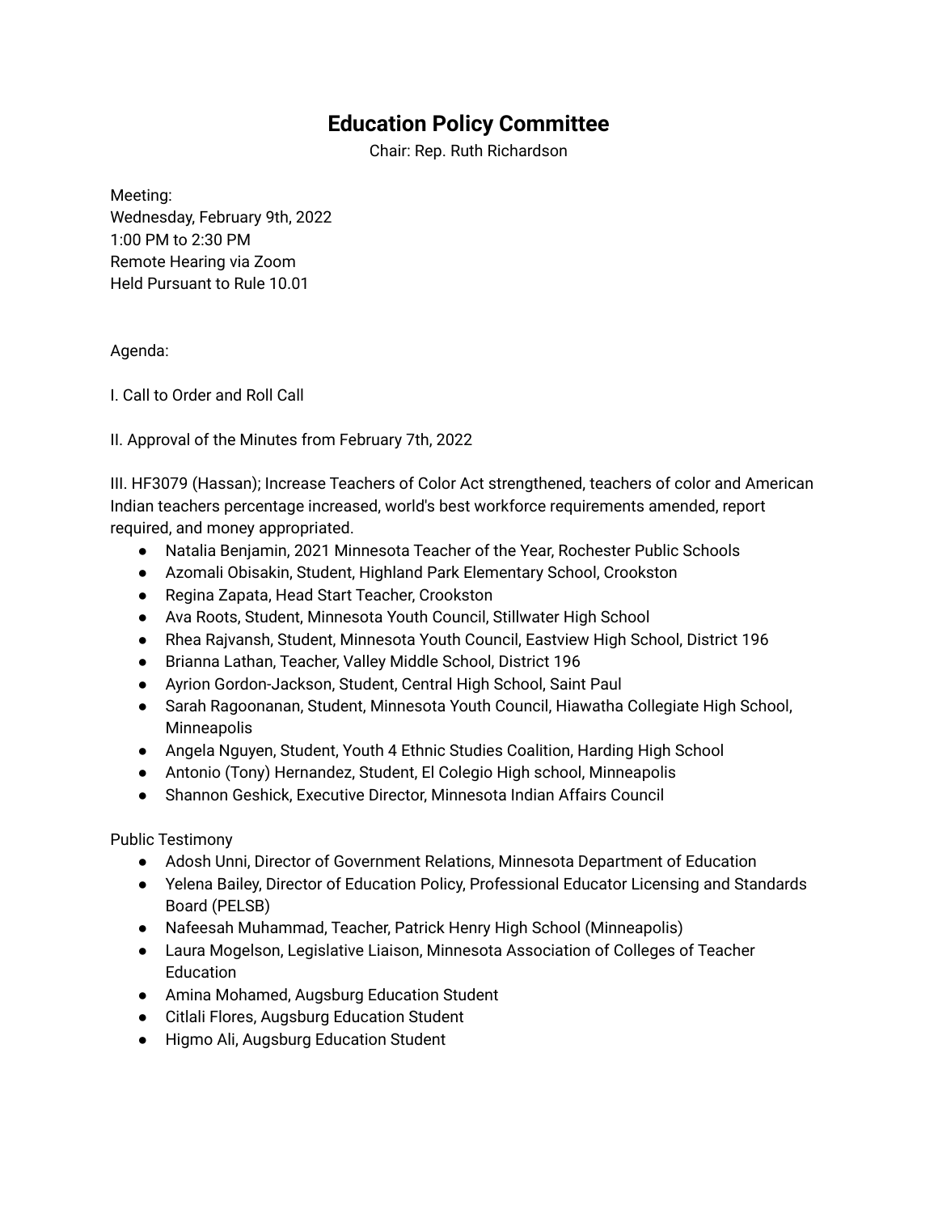# Education Policy Committee

Chair: Rep. Ruth Richardson

Meeting:
Wednesday, February 9th, 2022
1:00 PM to 2:30 PM
Remote Hearing via Zoom
Held Pursuant to Rule 10.01

Agenda:

I. Call to Order and Roll Call

II. Approval of the Minutes from February 7th, 2022

III. HF3079 (Hassan); Increase Teachers of Color Act strengthened, teachers of color and American Indian teachers percentage increased, world's best workforce requirements amended, report required, and money appropriated.

- Natalia Benjamin, 2021 Minnesota Teacher of the Year, Rochester Public Schools
- Azomali Obisakin, Student, Highland Park Elementary School, Crookston
- Regina Zapata, Head Start Teacher, Crookston
- Ava Roots, Student, Minnesota Youth Council, Stillwater High School
- Rhea Rajvansh, Student, Minnesota Youth Council, Eastview High School, District 196
- Brianna Lathan, Teacher, Valley Middle School, District 196
- Ayrion Gordon-Jackson, Student, Central High School, Saint Paul
- Sarah Ragoonanan, Student, Minnesota Youth Council, Hiawatha Collegiate High School, Minneapolis
- Angela Nguyen, Student, Youth 4 Ethnic Studies Coalition, Harding High School
- Antonio (Tony) Hernandez, Student, El Colegio High school, Minneapolis
- Shannon Geshick, Executive Director, Minnesota Indian Affairs Council

Public Testimony

- Adosh Unni, Director of Government Relations, Minnesota Department of Education
- Yelena Bailey, Director of Education Policy, Professional Educator Licensing and Standards Board (PELSB)
- Nafeesah Muhammad, Teacher, Patrick Henry High School (Minneapolis)
- Laura Mogelson, Legislative Liaison, Minnesota Association of Colleges of Teacher Education
- Amina Mohamed, Augsburg Education Student
- Citlali Flores, Augsburg Education Student
- Higmo Ali, Augsburg Education Student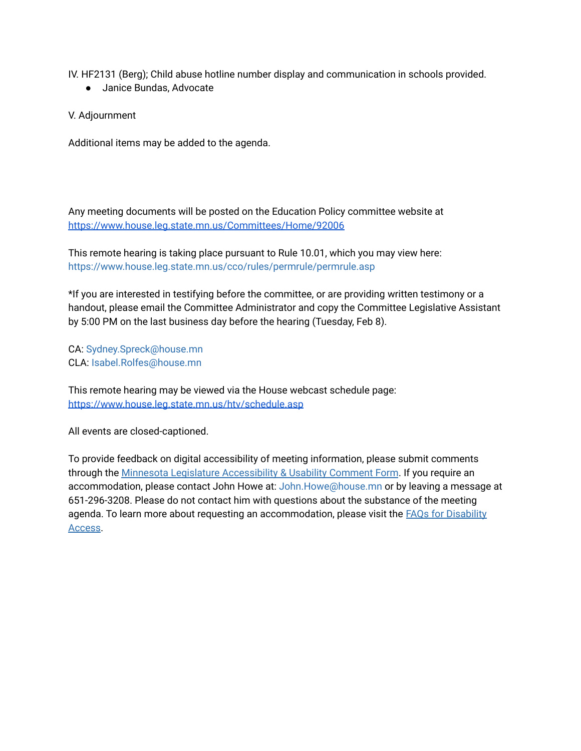IV. HF2131 (Berg); Child abuse hotline number display and communication in schools provided.

- Janice Bundas, Advocate

V. Adjournment

Additional items may be added to the agenda.

Any meeting documents will be posted on the Education Policy committee website at [https://www.house.leg.state.mn.us/Committees/Home/92006](https://www.house.leg.state.mn.us/Committees/Home/92006)

This remote hearing is taking place pursuant to Rule 10.01, which you may view here: https://www.house.leg.state.mn.us/cco/rules/permrule/permrule.asp

*If you are interested in testifying before the committee, or are providing written testimony or a handout, please email the Committee Administrator and copy the Committee Legislative Assistant by 5:00 PM on the last business day before the hearing (Tuesday, Feb 8).

CA: Sydney.Spreck@house.mn
CLA: Isabel.Rolfes@house.mn

This remote hearing may be viewed via the House webcast schedule page: [https://www.house.leg.state.mn.us/htv/schedule.asp](https://www.house.leg.state.mn.us/htv/schedule.asp)

All events are closed-captioned.

To provide feedback on digital accessibility of meeting information, please submit comments through the [Minnesota Legislature Accessibility & Usability Comment Form](). If you require an accommodation, please contact John Howe at: John.Howe@house.mn or by leaving a message at 651-296-3208. Please do not contact him with questions about the substance of the meeting agenda. To learn more about requesting an accommodation, please visit the [FAQs for Disability Access]().